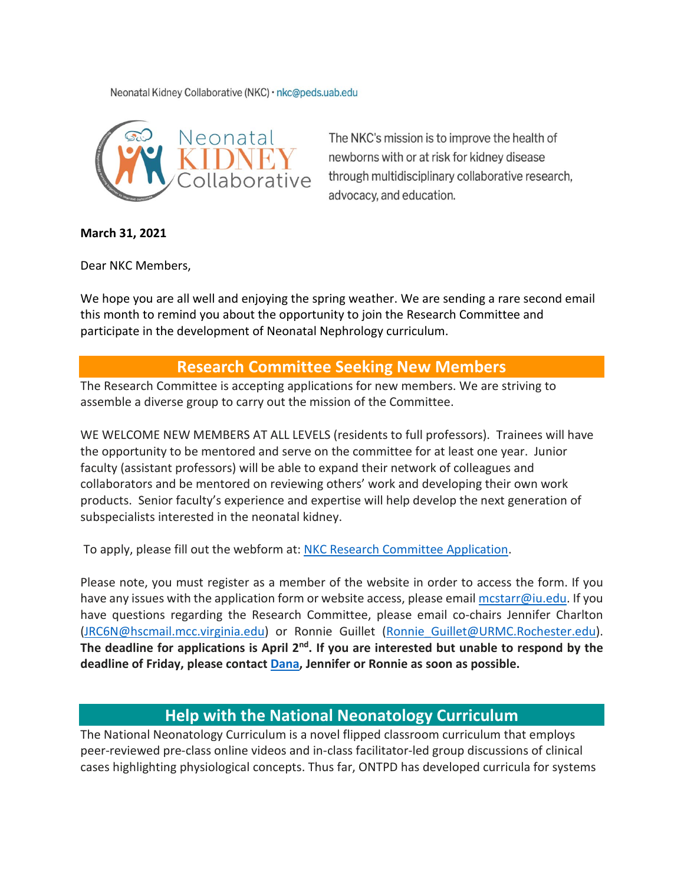Neonatal Kidney Collaborative (NKC) · nkc@peds.uab.edu

The NKC's mission is to improve the health of newborns with or at risk for kidney disease through multidisciplinary collaborative research, advocacy, and education.

**March 31, 2021**

Dear NKC Members,

We hope you are all well and enjoying the spring weather. We are sending a rare second email this month to remind you about the opportunity to join the Research Committee and participate in the development of Neonatal Nephrology curriculum.

## Research Committee Seeking New Members

The Research Committee is accepting applications for new members. We are striving to assemble a diverse group to carry out the mission of the Committee.

WE WELCOME NEW MEMBERS AT ALL LEVELS (residents to full professors). Trainees will have the opportunity to be mentored and serve on the committee for at least one year. Junior faculty (assistant professors) will be able to expand their network of colleagues and collaborators and be mentored on reviewing others' work and developing their own work products. Senior faculty's experience and expertise will help develop the next generation of subspecialists interested in the neonatal kidney.

To apply, please fill out the webform at: NKC Research Committee Application.

Please note, you must register as a member of the website in order to access the form. If you have any issues with the application form or website access, please email mcstarr@iu.edu. If you have questions regarding the Research Committee, please email co-chairs Jennifer Charlton (JRC6N@hscmail.mcc.virginia.edu) or Ronnie Guillet (Ronnie_Guillet@URMC.Rochester.edu). **The deadline for applications is April 2nd. If you are interested but unable to respond by the deadline of Friday, please contact Dana, Jennifer or Ronnie as soon as possible.**

## Help with the National Neonatology Curriculum

The National Neonatology Curriculum is a novel flipped classroom curriculum that employs peer-reviewed pre-class online videos and in-class facilitator-led group discussions of clinical cases highlighting physiological concepts. Thus far, ONTPD has developed curricula for systems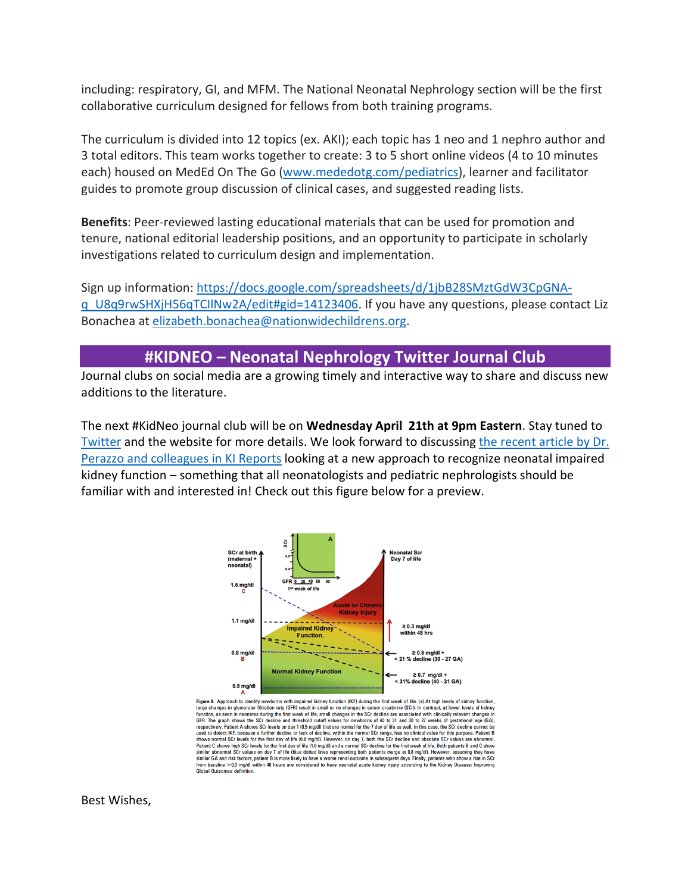including: respiratory, GI, and MFM. The National Neonatal Nephrology section will be the first collaborative curriculum designed for fellows from both training programs.

The curriculum is divided into 12 topics (ex. AKI); each topic has 1 neo and 1 nephro author and 3 total editors. This team works together to create: 3 to 5 short online videos (4 to 10 minutes each) housed on MedEd On The Go (www.mededotg.com/pediatrics), learner and facilitator guides to promote group discussion of clinical cases, and suggested reading lists.

**Benefits**: Peer-reviewed lasting educational materials that can be used for promotion and tenure, national editorial leadership positions, and an opportunity to participate in scholarly investigations related to curriculum design and implementation.

Sign up information: https://docs.google.com/spreadsheets/d/1jbB28SMztGdW3CpGNA-q_U8q9rwSHXjH56qTCIlNw2A/edit#gid=14123406. If you have any questions, please contact Liz Bonachea at elizabeth.bonachea@nationwidechildrens.org.

## #KIDNEO – Neonatal Nephrology Twitter Journal Club

Journal clubs on social media are a growing timely and interactive way to share and discuss new additions to the literature.

The next #KidNeo journal club will be on **Wednesday April 21th at 9pm Eastern**. Stay tuned to Twitter and the website for more details. We look forward to discussing the recent article by Dr. Perazzo and colleagues in KI Reports looking at a new approach to recognize neonatal impaired kidney function – something that all neonatologists and pediatric nephrologists should be familiar with and interested in! Check out this figure below for a preview.

**Figure 8.** Approach to identify newborns with impaired kidney function (IKF) during the first week of life. (a) At high levels of kidney function, large changes in glomerular filtration rate (GFR) result in small or no changes in serum creatinine (SCr). In contrast, at lower levels of kidney function, as seen in neonates during the first week of life, small changes in the SCr decline are associated with clinically relevant changes in GFR. The graph shows the SCr decline and threshold cutoff values for newborns of 40 to 31 and 30 to 27 weeks of gestational age (GA), respectively. Patient A shows SCr levels on day 1 (0.5 mg/dl) that are normal for the 7 day of life as well. In this case, the SCr decline cannot be used to detect IKF, because a further decline or lack of decline, within the normal SCr range, has no clinical value for this purpose. Patient B shows normal SCr levels for the first day of life (0.8 mg/dl). However, on day 7, both the SCr decline and absolute SCr values are abnormal. Patient C shows high SCr levels for the first day of life (1.6 mg/dl) and a normal SCr decline for the first week of life. Both patients B and C show similar abnormal SCr values on day 7 of life (blue dotted lines representing both patients merge at 0.8 mg/dl). However, assuming they have similar GA and risk factors, patient B is more likely to have a worse renal outcome in subsequent days. Finally, patients who show a rise in SCr from baseline ≥0.3 mg/dl within 48 hours are considered to have neonatal acute kidney injury according to the Kidney Disease: Improving Global Outcomes definition.

Best Wishes,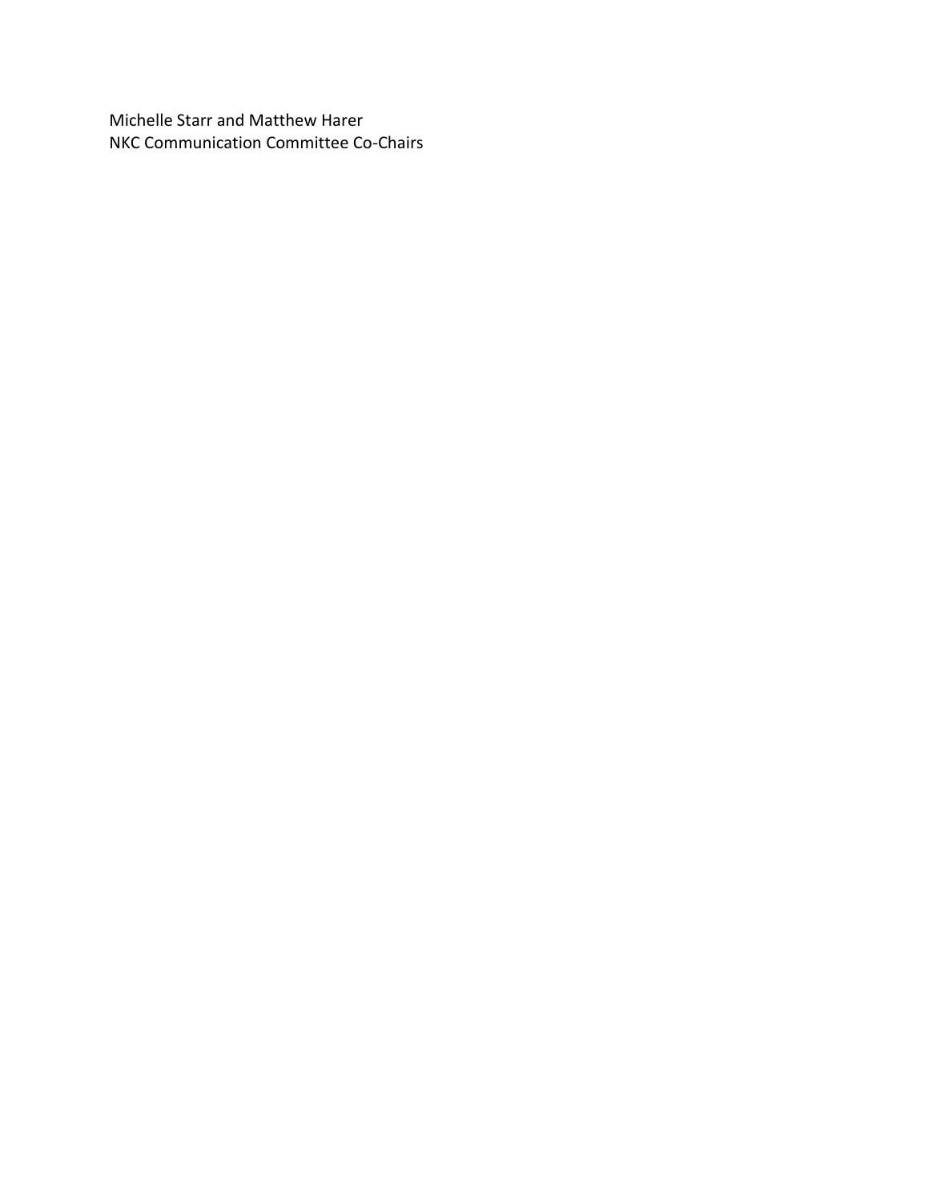Michelle Starr and Matthew Harer
NKC Communication Committee Co-Chairs